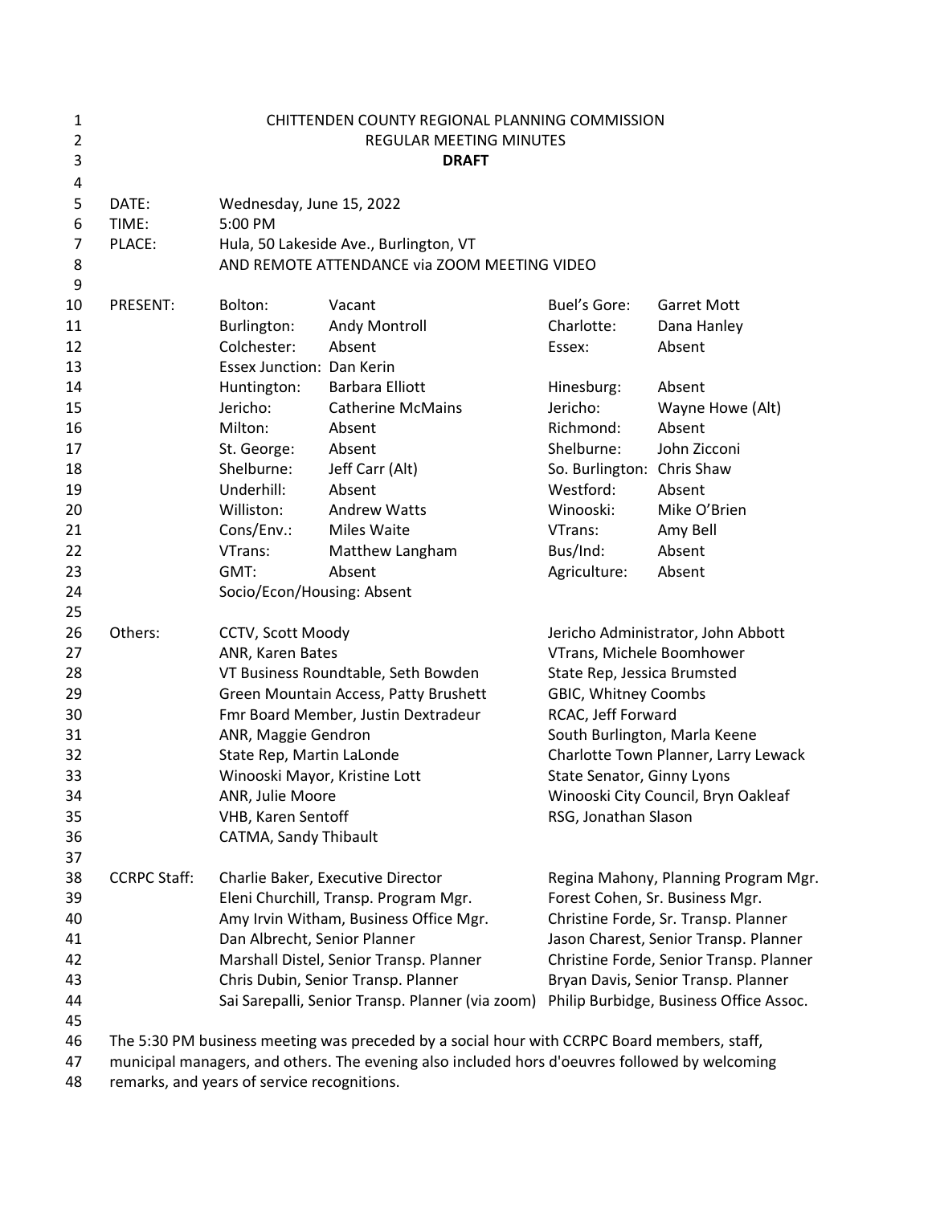CHITTENDEN COUNTY REGIONAL PLANNING COMMISSION

REGULAR MEETING MINUTES

**DRAFT**

| | | | | |
|---|---|---|---|---|
| DATE: | Wednesday, June 15, 2022 | | | |
| TIME: | 5:00 PM | | | |
| PLACE: | Hula, 50 Lakeside Ave., Burlington, VT AND REMOTE ATTENDANCE via ZOOM MEETING VIDEO | | | |

| PRESENT: | | | | |
|---|---|---|---|---|
| | Bolton: | Vacant | Buel's Gore: | Garret Mott |
| | Burlington: | Andy Montroll | Charlotte: | Dana Hanley |
| | Colchester: | Absent | Essex: | Absent |
| | Essex Junction: | Dan Kerin | | |
| | Huntington: | Barbara Elliott | Hinesburg: | Absent |
| | Jericho: | Catherine McMains | Jericho: | Wayne Howe (Alt) |
| | Milton: | Absent | Richmond: | Absent |
| | St. George: | Absent | Shelburne: | John Zicconi |
| | Shelburne: | Jeff Carr (Alt) | So. Burlington: | Chris Shaw |
| | Underhill: | Absent | Westford: | Absent |
| | Williston: | Andrew Watts | Winooski: | Mike O'Brien |
| | Cons/Env.: | Miles Waite | VTrans: | Amy Bell |
| | VTrans: | Matthew Langham | Bus/Ind: | Absent |
| | GMT: | Absent | Agriculture: | Absent |
| | Socio/Econ/Housing: | Absent | | |

| Others: | | |
|---|---|---|
| | CCTV, Scott Moody | Jericho Administrator, John Abbott |
| | ANR, Karen Bates | VTrans, Michele Boomhower |
| | VT Business Roundtable, Seth Bowden | State Rep, Jessica Brumsted |
| | Green Mountain Access, Patty Brushett | GBIC, Whitney Coombs |
| | Fmr Board Member, Justin Dextradeur | RCAC, Jeff Forward |
| | ANR, Maggie Gendron | South Burlington, Marla Keene |
| | State Rep, Martin LaLonde | Charlotte Town Planner, Larry Lewack |
| | Winooski Mayor, Kristine Lott | State Senator, Ginny Lyons |
| | ANR, Julie Moore | Winooski City Council, Bryn Oakleaf |
| | VHB, Karen Sentoff | RSG, Jonathan Slason |
| | CATMA, Sandy Thibault | |

| CCRPC Staff: | | |
|---|---|---|
| | Charlie Baker, Executive Director | Regina Mahony, Planning Program Mgr. |
| | Eleni Churchill, Transp. Program Mgr. | Forest Cohen, Sr. Business Mgr. |
| | Amy Irvin Witham, Business Office Mgr. | Christine Forde, Sr. Transp. Planner |
| | Dan Albrecht, Senior Planner | Jason Charest, Senior Transp. Planner |
| | Marshall Distel, Senior Transp. Planner | Christine Forde, Senior Transp. Planner |
| | Chris Dubin, Senior Transp. Planner | Bryan Davis, Senior Transp. Planner |
| | Sai Sarepalli, Senior Transp. Planner (via zoom) | Philip Burbidge, Business Office Assoc. |

The 5:30 PM business meeting was preceded by a social hour with CCRPC Board members, staff, municipal managers, and others. The evening also included hors d'oeuvres followed by welcoming remarks, and years of service recognitions.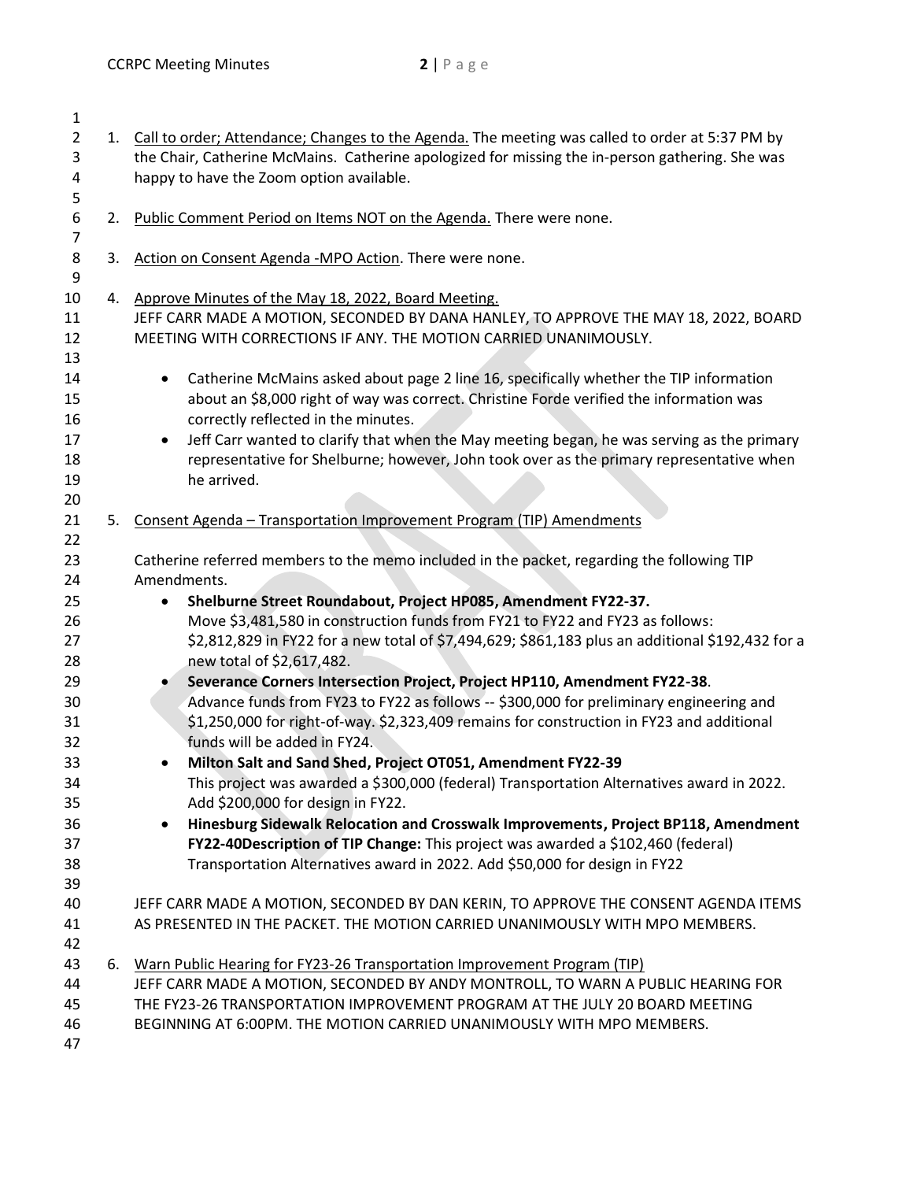1. Call to order; Attendance; Changes to the Agenda. The meeting was called to order at 5:37 PM by the Chair, Catherine McMains. Catherine apologized for missing the in-person gathering. She was happy to have the Zoom option available.

2. Public Comment Period on Items NOT on the Agenda. There were none.

3. Action on Consent Agenda -MPO Action. There were none.

4. Approve Minutes of the May 18, 2022, Board Meeting.
   JEFF CARR MADE A MOTION, SECONDED BY DANA HANLEY, TO APPROVE THE MAY 18, 2022, BOARD MEETING WITH CORRECTIONS IF ANY. THE MOTION CARRIED UNANIMOUSLY.

   - Catherine McMains asked about page 2 line 16, specifically whether the TIP information about an $8,000 right of way was correct. Christine Forde verified the information was correctly reflected in the minutes.
   - Jeff Carr wanted to clarify that when the May meeting began, he was serving as the primary representative for Shelburne; however, John took over as the primary representative when he arrived.

5. Consent Agenda – Transportation Improvement Program (TIP) Amendments

   Catherine referred members to the memo included in the packet, regarding the following TIP Amendments.

   - **Shelburne Street Roundabout, Project HP085, Amendment FY22-37.**
     Move $3,481,580 in construction funds from FY21 to FY22 and FY23 as follows: $2,812,829 in FY22 for a new total of $7,494,629; $861,183 plus an additional $192,432 for a new total of $2,617,482.
   - **Severance Corners Intersection Project, Project HP110, Amendment FY22-38**.
     Advance funds from FY23 to FY22 as follows -- $300,000 for preliminary engineering and $1,250,000 for right-of-way. $2,323,409 remains for construction in FY23 and additional funds will be added in FY24.
   - **Milton Salt and Sand Shed, Project OT051, Amendment FY22-39**
     This project was awarded a $300,000 (federal) Transportation Alternatives award in 2022. Add $200,000 for design in FY22.
   - **Hinesburg Sidewalk Relocation and Crosswalk Improvements, Project BP118, Amendment FY22-40Description of TIP Change:** This project was awarded a $102,460 (federal) Transportation Alternatives award in 2022. Add $50,000 for design in FY22

   JEFF CARR MADE A MOTION, SECONDED BY DAN KERIN, TO APPROVE THE CONSENT AGENDA ITEMS AS PRESENTED IN THE PACKET. THE MOTION CARRIED UNANIMOUSLY WITH MPO MEMBERS.

6. Warn Public Hearing for FY23-26 Transportation Improvement Program (TIP)
   JEFF CARR MADE A MOTION, SECONDED BY ANDY MONTROLL, TO WARN A PUBLIC HEARING FOR THE FY23-26 TRANSPORTATION IMPROVEMENT PROGRAM AT THE JULY 20 BOARD MEETING BEGINNING AT 6:00PM. THE MOTION CARRIED UNANIMOUSLY WITH MPO MEMBERS.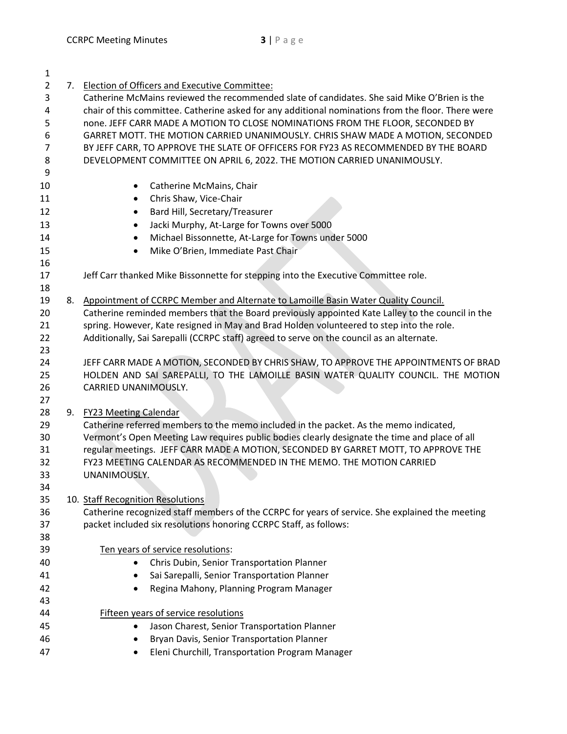7. <u>Election of Officers and Executive Committee:</u>
   Catherine McMains reviewed the recommended slate of candidates. She said Mike O'Brien is the chair of this committee. Catherine asked for any additional nominations from the floor. There were none. JEFF CARR MADE A MOTION TO CLOSE NOMINATIONS FROM THE FLOOR, SECONDED BY GARRET MOTT. THE MOTION CARRIED UNANIMOUSLY. CHRIS SHAW MADE A MOTION, SECONDED BY JEFF CARR, TO APPROVE THE SLATE OF OFFICERS FOR FY23 AS RECOMMENDED BY THE BOARD DEVELOPMENT COMMITTEE ON APRIL 6, 2022. THE MOTION CARRIED UNANIMOUSLY.

   - Catherine McMains, Chair
   - Chris Shaw, Vice-Chair
   - Bard Hill, Secretary/Treasurer
   - Jacki Murphy, At-Large for Towns over 5000
   - Michael Bissonnette, At-Large for Towns under 5000
   - Mike O'Brien, Immediate Past Chair

   Jeff Carr thanked Mike Bissonnette for stepping into the Executive Committee role.

8. <u>Appointment of CCRPC Member and Alternate to Lamoille Basin Water Quality Council.</u>
   Catherine reminded members that the Board previously appointed Kate Lalley to the council in the spring. However, Kate resigned in May and Brad Holden volunteered to step into the role. Additionally, Sai Sarepalli (CCRPC staff) agreed to serve on the council as an alternate.

   JEFF CARR MADE A MOTION, SECONDED BY CHRIS SHAW, TO APPROVE THE APPOINTMENTS OF BRAD HOLDEN AND SAI SAREPALLI, TO THE LAMOILLE BASIN WATER QUALITY COUNCIL. THE MOTION CARRIED UNANIMOUSLY.

9. <u>FY23 Meeting Calendar</u>
   Catherine referred members to the memo included in the packet. As the memo indicated, Vermont's Open Meeting Law requires public bodies clearly designate the time and place of all regular meetings. JEFF CARR MADE A MOTION, SECONDED BY GARRET MOTT, TO APPROVE THE FY23 MEETING CALENDAR AS RECOMMENDED IN THE MEMO. THE MOTION CARRIED UNANIMOUSLY.

10. <u>Staff Recognition Resolutions</u>
    Catherine recognized staff members of the CCRPC for years of service. She explained the meeting packet included six resolutions honoring CCRPC Staff, as follows:

    <u>Ten years of service resolutions</u>:
    - Chris Dubin, Senior Transportation Planner
    - Sai Sarepalli, Senior Transportation Planner
    - Regina Mahony, Planning Program Manager

    <u>Fifteen years of service resolutions</u>
    - Jason Charest, Senior Transportation Planner
    - Bryan Davis, Senior Transportation Planner
    - Eleni Churchill, Transportation Program Manager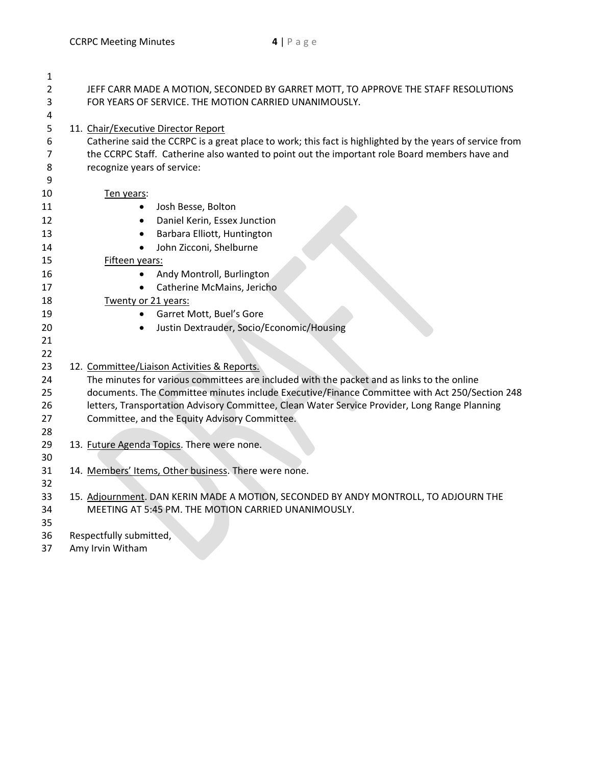JEFF CARR MADE A MOTION, SECONDED BY GARRET MOTT, TO APPROVE THE STAFF RESOLUTIONS FOR YEARS OF SERVICE. THE MOTION CARRIED UNANIMOUSLY.

11. Chair/Executive Director Report
    Catherine said the CCRPC is a great place to work; this fact is highlighted by the years of service from the CCRPC Staff. Catherine also wanted to point out the important role Board members have and recognize years of service:

    Ten years:
    - Josh Besse, Bolton
    - Daniel Kerin, Essex Junction
    - Barbara Elliott, Huntington
    - John Zicconi, Shelburne

    Fifteen years:
    - Andy Montroll, Burlington
    - Catherine McMains, Jericho

    Twenty or 21 years:
    - Garret Mott, Buel's Gore
    - Justin Dextrauder, Socio/Economic/Housing

12. Committee/Liaison Activities & Reports.
    The minutes for various committees are included with the packet and as links to the online documents. The Committee minutes include Executive/Finance Committee with Act 250/Section 248 letters, Transportation Advisory Committee, Clean Water Service Provider, Long Range Planning Committee, and the Equity Advisory Committee.

13. Future Agenda Topics. There were none.

14. Members' Items, Other business. There were none.

15. Adjournment. DAN KERIN MADE A MOTION, SECONDED BY ANDY MONTROLL, TO ADJOURN THE MEETING AT 5:45 PM. THE MOTION CARRIED UNANIMOUSLY.

Respectfully submitted,
Amy Irvin Witham